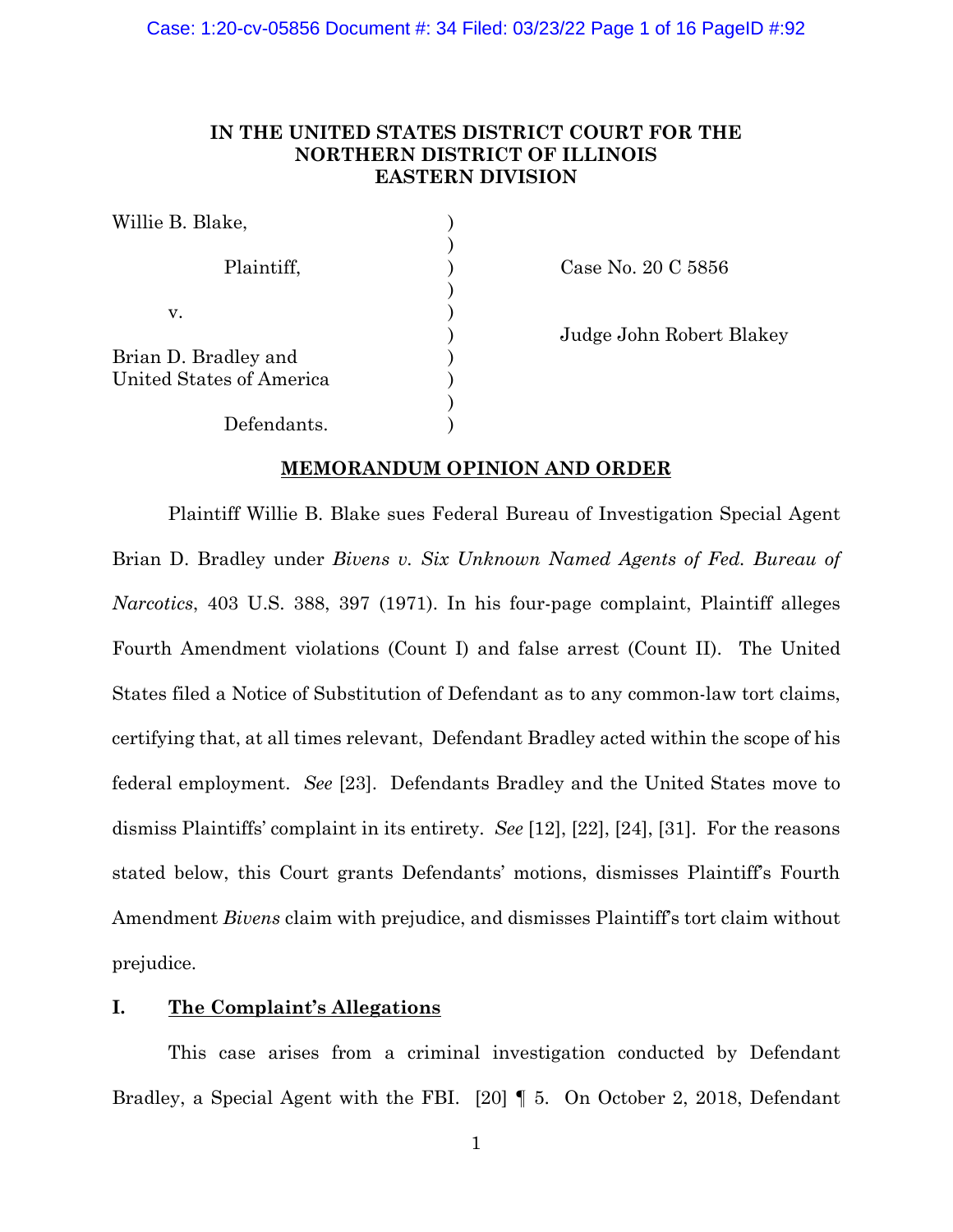# IN THE UNITED STATES DISTRICT COURT FOR THE NORTHERN DISTRICT OF ILLINOIS EASTERN DIVISION

| | | |
|---|---|---|
| Willie B. Blake, | ) | |
| | ) | |
| Plaintiff, | ) | Case No. 20 C 5856 |
| | ) | |
| v. | ) | |
| | ) | Judge John Robert Blakey |
| Brian D. Bradley and | ) | |
| United States of America | ) | |
| | ) | |
| Defendants. | ) | |

## MEMORANDUM OPINION AND ORDER

Plaintiff Willie B. Blake sues Federal Bureau of Investigation Special Agent Brian D. Bradley under *Bivens v. Six Unknown Named Agents of Fed. Bureau of Narcotics*, 403 U.S. 388, 397 (1971). In his four-page complaint, Plaintiff alleges Fourth Amendment violations (Count I) and false arrest (Count II). The United States filed a Notice of Substitution of Defendant as to any common-law tort claims, certifying that, at all times relevant, Defendant Bradley acted within the scope of his federal employment. *See* [23]. Defendants Bradley and the United States move to dismiss Plaintiffs' complaint in its entirety. *See* [12], [22], [24], [31]. For the reasons stated below, this Court grants Defendants' motions, dismisses Plaintiff's Fourth Amendment *Bivens* claim with prejudice, and dismisses Plaintiff's tort claim without prejudice.

## I. The Complaint's Allegations

This case arises from a criminal investigation conducted by Defendant Bradley, a Special Agent with the FBI. [20] ¶ 5. On October 2, 2018, Defendant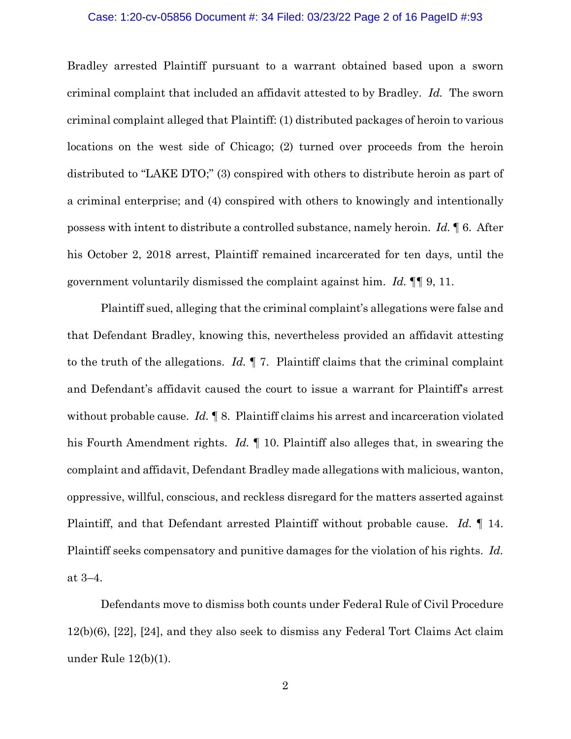Bradley arrested Plaintiff pursuant to a warrant obtained based upon a sworn criminal complaint that included an affidavit attested to by Bradley. *Id.* The sworn criminal complaint alleged that Plaintiff: (1) distributed packages of heroin to various locations on the west side of Chicago; (2) turned over proceeds from the heroin distributed to "LAKE DTO;" (3) conspired with others to distribute heroin as part of a criminal enterprise; and (4) conspired with others to knowingly and intentionally possess with intent to distribute a controlled substance, namely heroin. *Id.* ¶ 6. After his October 2, 2018 arrest, Plaintiff remained incarcerated for ten days, until the government voluntarily dismissed the complaint against him. *Id.* ¶¶ 9, 11.

Plaintiff sued, alleging that the criminal complaint's allegations were false and that Defendant Bradley, knowing this, nevertheless provided an affidavit attesting to the truth of the allegations. *Id.* ¶ 7. Plaintiff claims that the criminal complaint and Defendant's affidavit caused the court to issue a warrant for Plaintiff's arrest without probable cause. *Id.* ¶ 8. Plaintiff claims his arrest and incarceration violated his Fourth Amendment rights. *Id.* ¶ 10. Plaintiff also alleges that, in swearing the complaint and affidavit, Defendant Bradley made allegations with malicious, wanton, oppressive, willful, conscious, and reckless disregard for the matters asserted against Plaintiff, and that Defendant arrested Plaintiff without probable cause. *Id.* ¶ 14. Plaintiff seeks compensatory and punitive damages for the violation of his rights. *Id.* at 3–4.

Defendants move to dismiss both counts under Federal Rule of Civil Procedure 12(b)(6), [22], [24], and they also seek to dismiss any Federal Tort Claims Act claim under Rule 12(b)(1).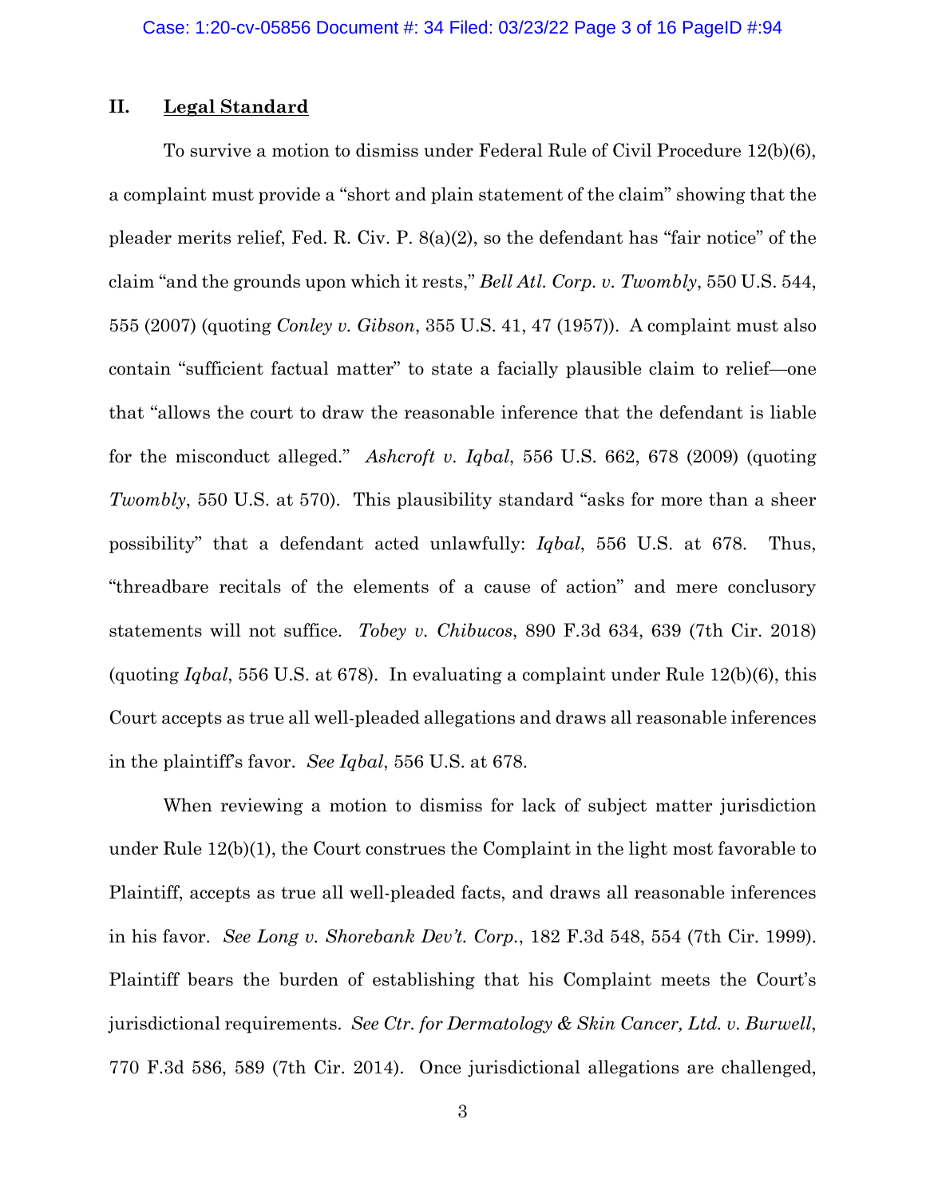## II. Legal Standard

To survive a motion to dismiss under Federal Rule of Civil Procedure 12(b)(6), a complaint must provide a "short and plain statement of the claim" showing that the pleader merits relief, Fed. R. Civ. P. 8(a)(2), so the defendant has "fair notice" of the claim "and the grounds upon which it rests," *Bell Atl. Corp. v. Twombly*, 550 U.S. 544, 555 (2007) (quoting *Conley v. Gibson*, 355 U.S. 41, 47 (1957)). A complaint must also contain "sufficient factual matter" to state a facially plausible claim to relief—one that "allows the court to draw the reasonable inference that the defendant is liable for the misconduct alleged." *Ashcroft v. Iqbal*, 556 U.S. 662, 678 (2009) (quoting *Twombly*, 550 U.S. at 570). This plausibility standard "asks for more than a sheer possibility" that a defendant acted unlawfully: *Iqbal*, 556 U.S. at 678. Thus, "threadbare recitals of the elements of a cause of action" and mere conclusory statements will not suffice. *Tobey v. Chibucos*, 890 F.3d 634, 639 (7th Cir. 2018) (quoting *Iqbal*, 556 U.S. at 678). In evaluating a complaint under Rule 12(b)(6), this Court accepts as true all well-pleaded allegations and draws all reasonable inferences in the plaintiff's favor. *See Iqbal*, 556 U.S. at 678.

When reviewing a motion to dismiss for lack of subject matter jurisdiction under Rule 12(b)(1), the Court construes the Complaint in the light most favorable to Plaintiff, accepts as true all well-pleaded facts, and draws all reasonable inferences in his favor. *See Long v. Shorebank Dev't. Corp.*, 182 F.3d 548, 554 (7th Cir. 1999). Plaintiff bears the burden of establishing that his Complaint meets the Court's jurisdictional requirements. *See Ctr. for Dermatology & Skin Cancer, Ltd. v. Burwell*, 770 F.3d 586, 589 (7th Cir. 2014). Once jurisdictional allegations are challenged,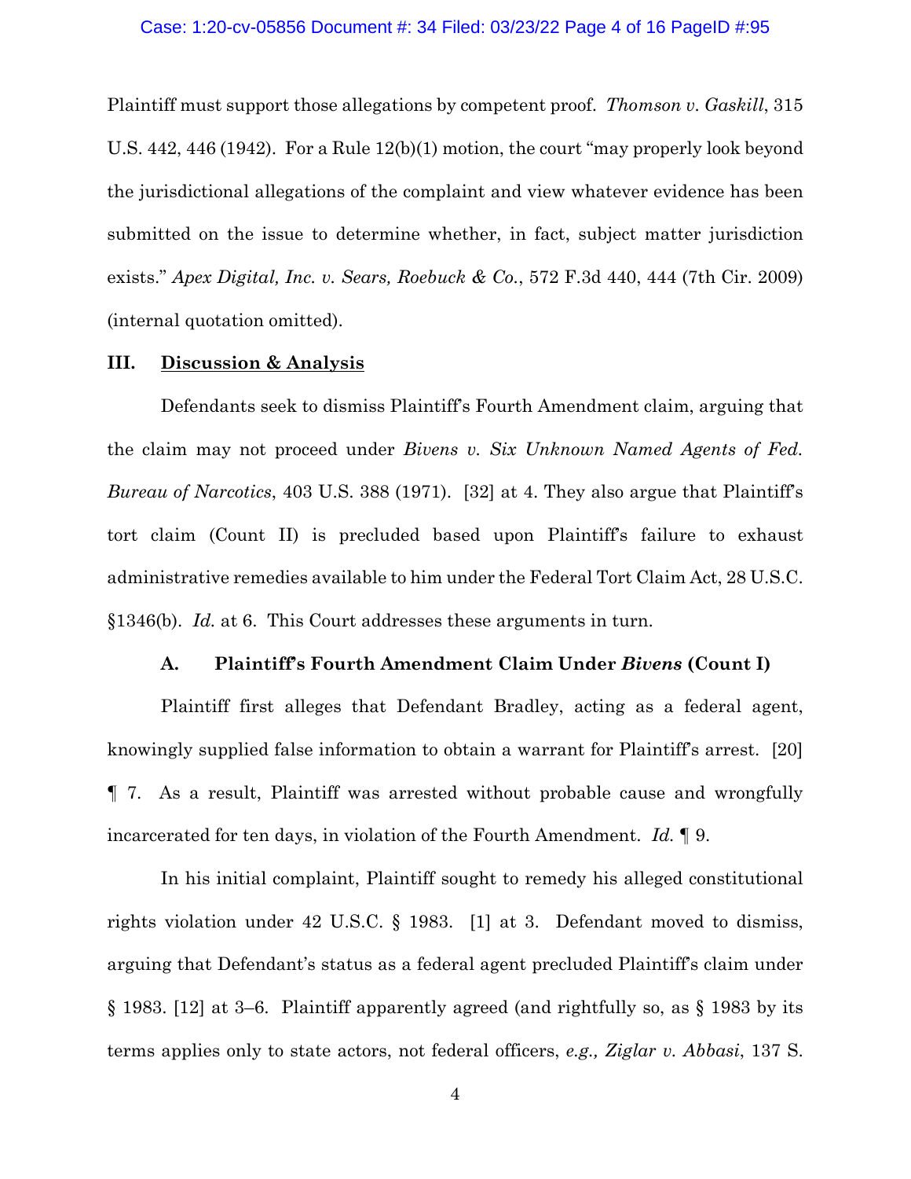Plaintiff must support those allegations by competent proof. *Thomson v. Gaskill*, 315 U.S. 442, 446 (1942). For a Rule 12(b)(1) motion, the court "may properly look beyond the jurisdictional allegations of the complaint and view whatever evidence has been submitted on the issue to determine whether, in fact, subject matter jurisdiction exists." *Apex Digital, Inc. v. Sears, Roebuck & Co.*, 572 F.3d 440, 444 (7th Cir. 2009) (internal quotation omitted).

## III. Discussion & Analysis

Defendants seek to dismiss Plaintiff's Fourth Amendment claim, arguing that the claim may not proceed under *Bivens v. Six Unknown Named Agents of Fed. Bureau of Narcotics*, 403 U.S. 388 (1971). [32] at 4. They also argue that Plaintiff's tort claim (Count II) is precluded based upon Plaintiff's failure to exhaust administrative remedies available to him under the Federal Tort Claim Act, 28 U.S.C. §1346(b). *Id.* at 6. This Court addresses these arguments in turn.

### A. Plaintiff's Fourth Amendment Claim Under *Bivens* (Count I)

Plaintiff first alleges that Defendant Bradley, acting as a federal agent, knowingly supplied false information to obtain a warrant for Plaintiff's arrest. [20] ¶ 7. As a result, Plaintiff was arrested without probable cause and wrongfully incarcerated for ten days, in violation of the Fourth Amendment. *Id.* ¶ 9.

In his initial complaint, Plaintiff sought to remedy his alleged constitutional rights violation under 42 U.S.C. § 1983. [1] at 3. Defendant moved to dismiss, arguing that Defendant's status as a federal agent precluded Plaintiff's claim under § 1983. [12] at 3–6. Plaintiff apparently agreed (and rightfully so, as § 1983 by its terms applies only to state actors, not federal officers, *e.g., Ziglar v. Abbasi*, 137 S.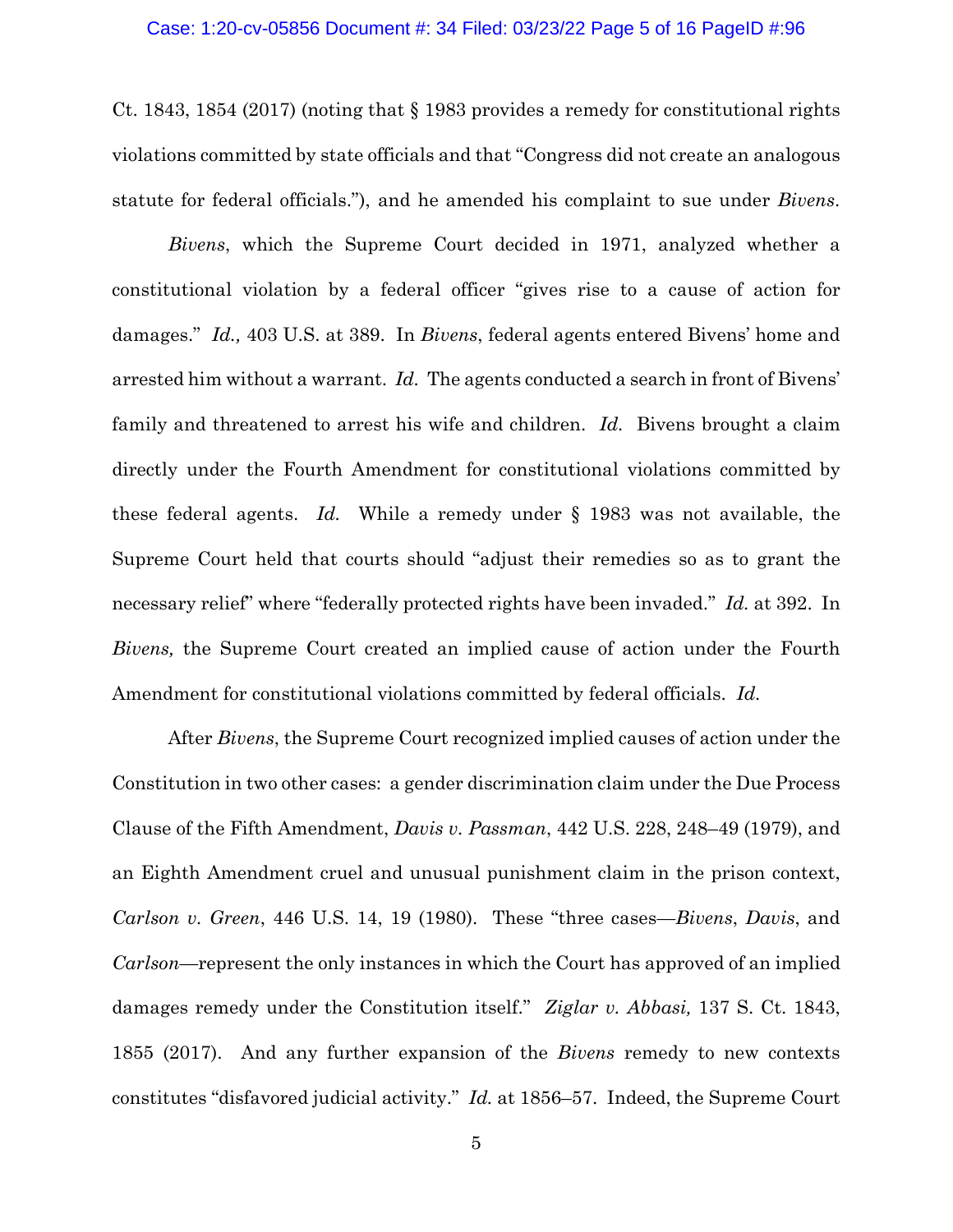Ct. 1843, 1854 (2017) (noting that § 1983 provides a remedy for constitutional rights violations committed by state officials and that "Congress did not create an analogous statute for federal officials."), and he amended his complaint to sue under *Bivens*.

*Bivens*, which the Supreme Court decided in 1971, analyzed whether a constitutional violation by a federal officer "gives rise to a cause of action for damages." *Id.,* 403 U.S. at 389. In *Bivens*, federal agents entered Bivens' home and arrested him without a warrant. *Id.* The agents conducted a search in front of Bivens' family and threatened to arrest his wife and children. *Id.* Bivens brought a claim directly under the Fourth Amendment for constitutional violations committed by these federal agents. *Id.* While a remedy under § 1983 was not available, the Supreme Court held that courts should "adjust their remedies so as to grant the necessary relief" where "federally protected rights have been invaded." *Id.* at 392. In *Bivens,* the Supreme Court created an implied cause of action under the Fourth Amendment for constitutional violations committed by federal officials. *Id.*

After *Bivens*, the Supreme Court recognized implied causes of action under the Constitution in two other cases: a gender discrimination claim under the Due Process Clause of the Fifth Amendment, *Davis v. Passman*, 442 U.S. 228, 248–49 (1979), and an Eighth Amendment cruel and unusual punishment claim in the prison context, *Carlson v. Green*, 446 U.S. 14, 19 (1980). These "three cases—*Bivens*, *Davis*, and *Carlson*—represent the only instances in which the Court has approved of an implied damages remedy under the Constitution itself." *Ziglar v. Abbasi,* 137 S. Ct. 1843, 1855 (2017). And any further expansion of the *Bivens* remedy to new contexts constitutes "disfavored judicial activity." *Id.* at 1856–57. Indeed, the Supreme Court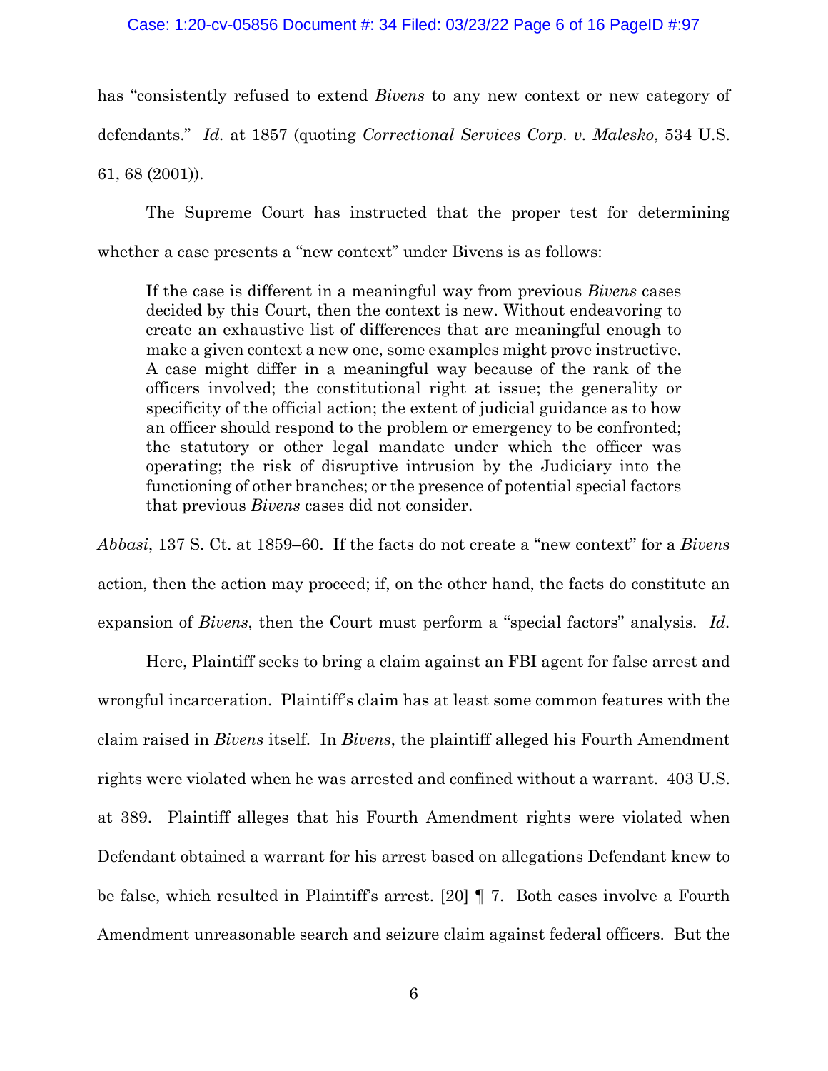has "consistently refused to extend *Bivens* to any new context or new category of defendants." *Id.* at 1857 (quoting *Correctional Services Corp. v. Malesko*, 534 U.S. 61, 68 (2001)).

The Supreme Court has instructed that the proper test for determining whether a case presents a "new context" under Bivens is as follows:

> If the case is different in a meaningful way from previous *Bivens* cases decided by this Court, then the context is new. Without endeavoring to create an exhaustive list of differences that are meaningful enough to make a given context a new one, some examples might prove instructive. A case might differ in a meaningful way because of the rank of the officers involved; the constitutional right at issue; the generality or specificity of the official action; the extent of judicial guidance as to how an officer should respond to the problem or emergency to be confronted; the statutory or other legal mandate under which the officer was operating; the risk of disruptive intrusion by the Judiciary into the functioning of other branches; or the presence of potential special factors that previous *Bivens* cases did not consider.

*Abbasi*, 137 S. Ct. at 1859–60. If the facts do not create a "new context" for a *Bivens* action, then the action may proceed; if, on the other hand, the facts do constitute an expansion of *Bivens*, then the Court must perform a "special factors" analysis. *Id.*

Here, Plaintiff seeks to bring a claim against an FBI agent for false arrest and wrongful incarceration. Plaintiff's claim has at least some common features with the claim raised in *Bivens* itself. In *Bivens*, the plaintiff alleged his Fourth Amendment rights were violated when he was arrested and confined without a warrant. 403 U.S. at 389. Plaintiff alleges that his Fourth Amendment rights were violated when Defendant obtained a warrant for his arrest based on allegations Defendant knew to be false, which resulted in Plaintiff's arrest. [20] ¶ 7. Both cases involve a Fourth Amendment unreasonable search and seizure claim against federal officers. But the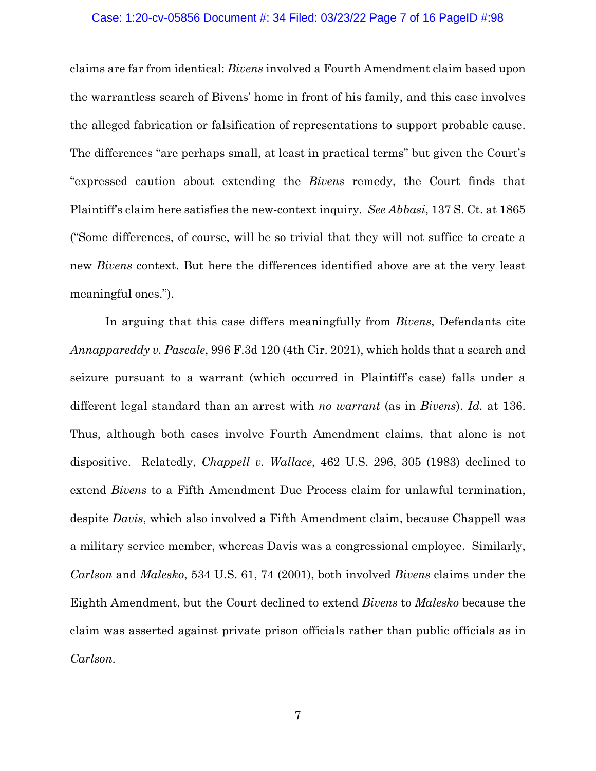claims are far from identical: *Bivens* involved a Fourth Amendment claim based upon the warrantless search of Bivens' home in front of his family, and this case involves the alleged fabrication or falsification of representations to support probable cause. The differences "are perhaps small, at least in practical terms" but given the Court's "expressed caution about extending the *Bivens* remedy, the Court finds that Plaintiff's claim here satisfies the new-context inquiry. *See Abbasi*, 137 S. Ct. at 1865 ("Some differences, of course, will be so trivial that they will not suffice to create a new *Bivens* context. But here the differences identified above are at the very least meaningful ones.").

In arguing that this case differs meaningfully from *Bivens*, Defendants cite *Annappareddy v. Pascale*, 996 F.3d 120 (4th Cir. 2021), which holds that a search and seizure pursuant to a warrant (which occurred in Plaintiff's case) falls under a different legal standard than an arrest with *no warrant* (as in *Bivens*). *Id.* at 136. Thus, although both cases involve Fourth Amendment claims, that alone is not dispositive. Relatedly, *Chappell v. Wallace*, 462 U.S. 296, 305 (1983) declined to extend *Bivens* to a Fifth Amendment Due Process claim for unlawful termination, despite *Davis*, which also involved a Fifth Amendment claim, because Chappell was a military service member, whereas Davis was a congressional employee. Similarly, *Carlson* and *Malesko*, 534 U.S. 61, 74 (2001), both involved *Bivens* claims under the Eighth Amendment, but the Court declined to extend *Bivens* to *Malesko* because the claim was asserted against private prison officials rather than public officials as in *Carlson*.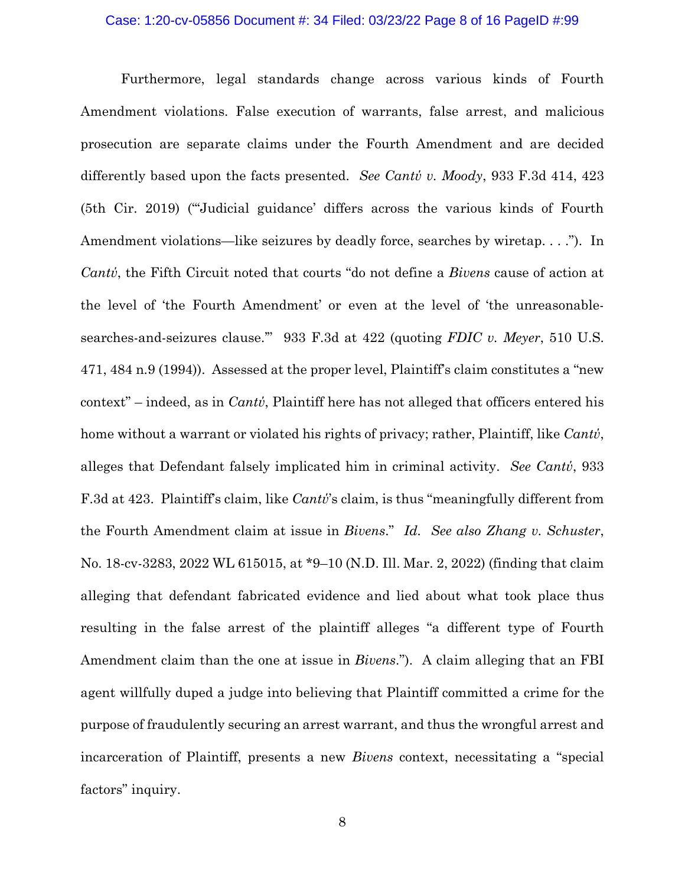Furthermore, legal standards change across various kinds of Fourth Amendment violations. False execution of warrants, false arrest, and malicious prosecution are separate claims under the Fourth Amendment and are decided differently based upon the facts presented. *See Cantú v. Moody*, 933 F.3d 414, 423 (5th Cir. 2019) ("'Judicial guidance' differs across the various kinds of Fourth Amendment violations—like seizures by deadly force, searches by wiretap. . . ."). In *Cantú*, the Fifth Circuit noted that courts "do not define a *Bivens* cause of action at the level of 'the Fourth Amendment' or even at the level of 'the unreasonable-searches-and-seizures clause.'" 933 F.3d at 422 (quoting *FDIC v. Meyer*, 510 U.S. 471, 484 n.9 (1994)). Assessed at the proper level, Plaintiff's claim constitutes a "new context" – indeed, as in *Cantú*, Plaintiff here has not alleged that officers entered his home without a warrant or violated his rights of privacy; rather, Plaintiff, like *Cantú*, alleges that Defendant falsely implicated him in criminal activity. *See Cantú*, 933 F.3d at 423. Plaintiff's claim, like *Cantú*'s claim, is thus "meaningfully different from the Fourth Amendment claim at issue in *Bivens*." *Id. See also Zhang v. Schuster*, No. 18-cv-3283, 2022 WL 615015, at *9–10 (N.D. Ill. Mar. 2, 2022) (finding that claim alleging that defendant fabricated evidence and lied about what took place thus resulting in the false arrest of the plaintiff alleges "a different type of Fourth Amendment claim than the one at issue in *Bivens*."). A claim alleging that an FBI agent willfully duped a judge into believing that Plaintiff committed a crime for the purpose of fraudulently securing an arrest warrant, and thus the wrongful arrest and incarceration of Plaintiff, presents a new *Bivens* context, necessitating a "special factors" inquiry.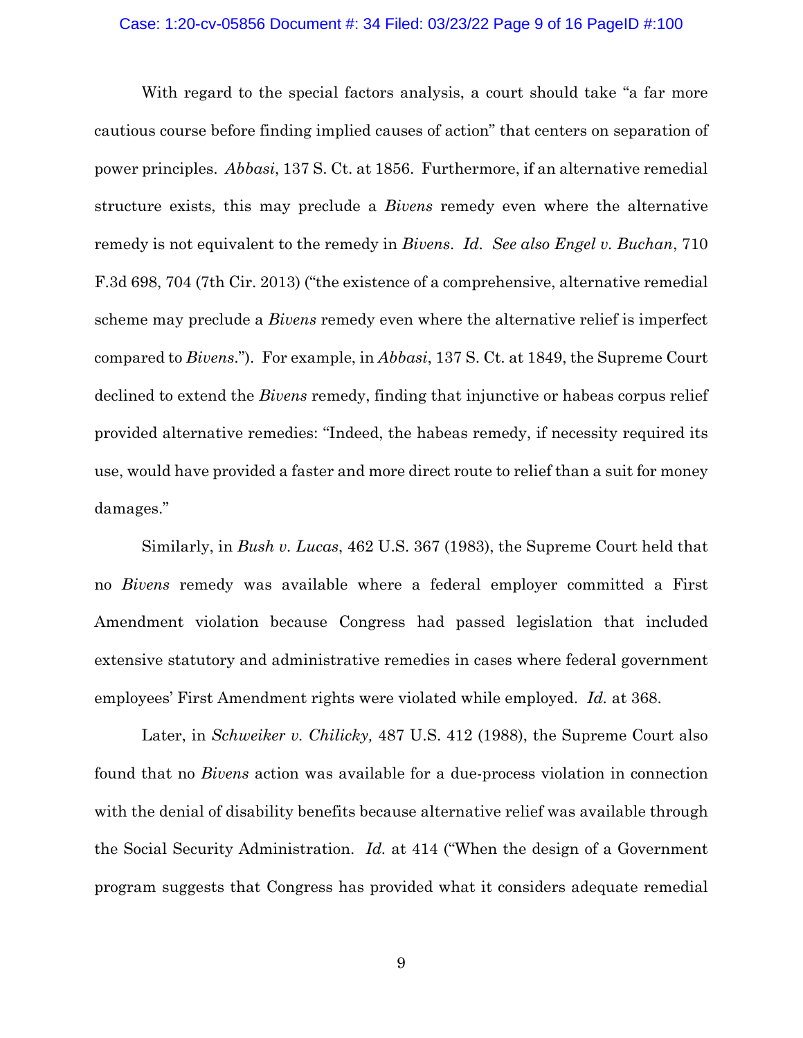With regard to the special factors analysis, a court should take "a far more cautious course before finding implied causes of action" that centers on separation of power principles. *Abbasi*, 137 S. Ct. at 1856. Furthermore, if an alternative remedial structure exists, this may preclude a *Bivens* remedy even where the alternative remedy is not equivalent to the remedy in *Bivens*. *Id. See also Engel v. Buchan*, 710 F.3d 698, 704 (7th Cir. 2013) ("the existence of a comprehensive, alternative remedial scheme may preclude a *Bivens* remedy even where the alternative relief is imperfect compared to *Bivens*."). For example, in *Abbasi*, 137 S. Ct. at 1849, the Supreme Court declined to extend the *Bivens* remedy, finding that injunctive or habeas corpus relief provided alternative remedies: "Indeed, the habeas remedy, if necessity required its use, would have provided a faster and more direct route to relief than a suit for money damages."

Similarly, in *Bush v. Lucas*, 462 U.S. 367 (1983), the Supreme Court held that no *Bivens* remedy was available where a federal employer committed a First Amendment violation because Congress had passed legislation that included extensive statutory and administrative remedies in cases where federal government employees' First Amendment rights were violated while employed. *Id.* at 368.

Later, in *Schweiker v. Chilicky,* 487 U.S. 412 (1988), the Supreme Court also found that no *Bivens* action was available for a due-process violation in connection with the denial of disability benefits because alternative relief was available through the Social Security Administration. *Id.* at 414 ("When the design of a Government program suggests that Congress has provided what it considers adequate remedial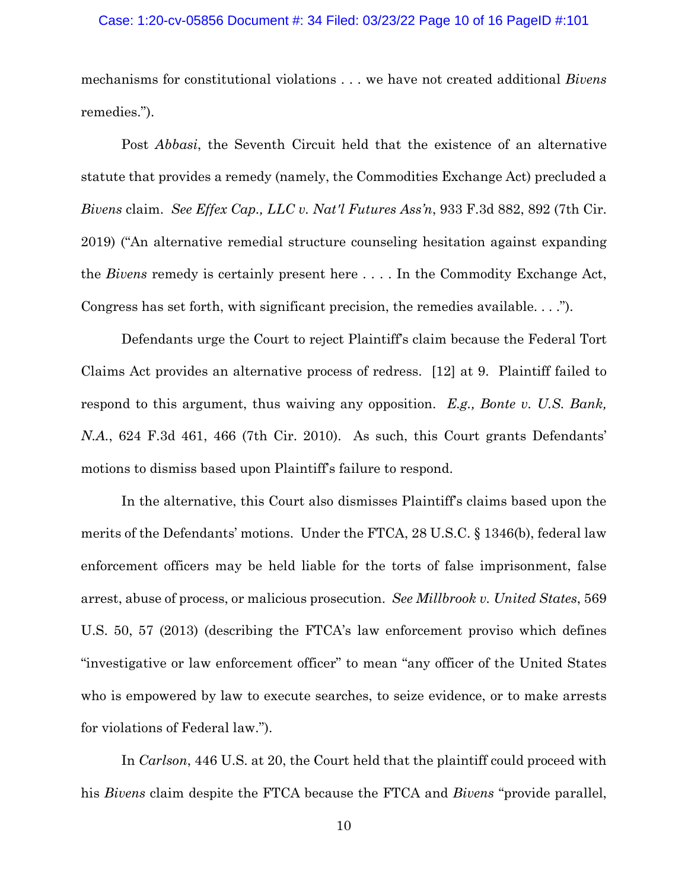mechanisms for constitutional violations . . . we have not created additional *Bivens* remedies.").

Post *Abbasi*, the Seventh Circuit held that the existence of an alternative statute that provides a remedy (namely, the Commodities Exchange Act) precluded a *Bivens* claim. *See Effex Cap., LLC v. Nat'l Futures Ass'n*, 933 F.3d 882, 892 (7th Cir. 2019) ("An alternative remedial structure counseling hesitation against expanding the *Bivens* remedy is certainly present here . . . . In the Commodity Exchange Act, Congress has set forth, with significant precision, the remedies available. . . .").

Defendants urge the Court to reject Plaintiff's claim because the Federal Tort Claims Act provides an alternative process of redress. [12] at 9. Plaintiff failed to respond to this argument, thus waiving any opposition. *E.g., Bonte v. U.S. Bank, N.A.*, 624 F.3d 461, 466 (7th Cir. 2010). As such, this Court grants Defendants' motions to dismiss based upon Plaintiff's failure to respond.

In the alternative, this Court also dismisses Plaintiff's claims based upon the merits of the Defendants' motions. Under the FTCA, 28 U.S.C. § 1346(b), federal law enforcement officers may be held liable for the torts of false imprisonment, false arrest, abuse of process, or malicious prosecution. *See Millbrook v. United States*, 569 U.S. 50, 57 (2013) (describing the FTCA's law enforcement proviso which defines "investigative or law enforcement officer" to mean "any officer of the United States who is empowered by law to execute searches, to seize evidence, or to make arrests for violations of Federal law.").

In *Carlson*, 446 U.S. at 20, the Court held that the plaintiff could proceed with his *Bivens* claim despite the FTCA because the FTCA and *Bivens* "provide parallel,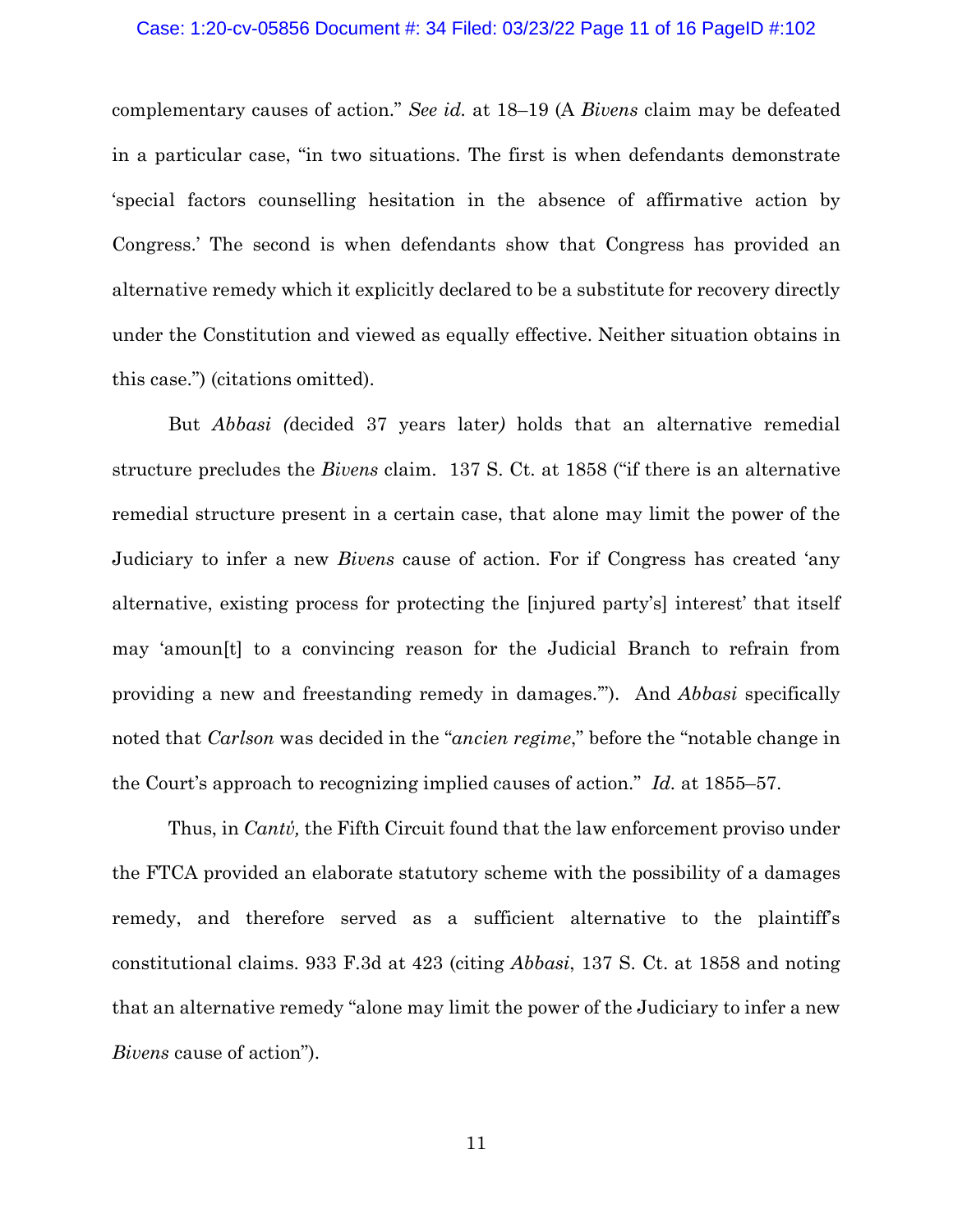complementary causes of action." *See id.* at 18–19 (A *Bivens* claim may be defeated in a particular case, "in two situations. The first is when defendants demonstrate 'special factors counselling hesitation in the absence of affirmative action by Congress.' The second is when defendants show that Congress has provided an alternative remedy which it explicitly declared to be a substitute for recovery directly under the Constitution and viewed as equally effective. Neither situation obtains in this case.") (citations omitted).

But *Abbasi (*decided 37 years later*)* holds that an alternative remedial structure precludes the *Bivens* claim. 137 S. Ct. at 1858 ("if there is an alternative remedial structure present in a certain case, that alone may limit the power of the Judiciary to infer a new *Bivens* cause of action. For if Congress has created 'any alternative, existing process for protecting the [injured party's] interest' that itself may 'amoun[t] to a convincing reason for the Judicial Branch to refrain from providing a new and freestanding remedy in damages.'"). And *Abbasi* specifically noted that *Carlson* was decided in the "*ancien regime*," before the "notable change in the Court's approach to recognizing implied causes of action." *Id.* at 1855–57.

Thus, in *Cantὺ,* the Fifth Circuit found that the law enforcement proviso under the FTCA provided an elaborate statutory scheme with the possibility of a damages remedy, and therefore served as a sufficient alternative to the plaintiff's constitutional claims. 933 F.3d at 423 (citing *Abbasi*, 137 S. Ct. at 1858 and noting that an alternative remedy "alone may limit the power of the Judiciary to infer a new *Bivens* cause of action").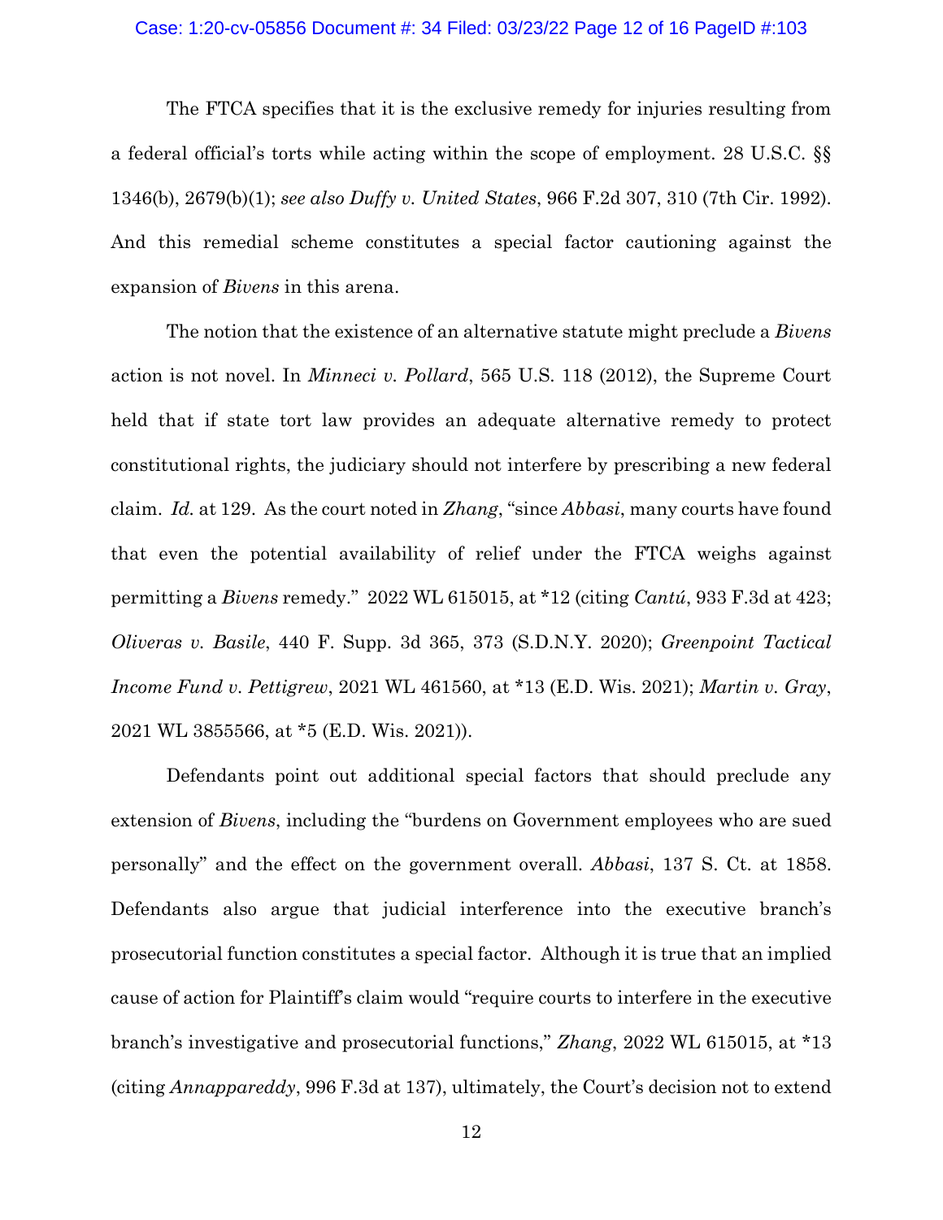The FTCA specifies that it is the exclusive remedy for injuries resulting from a federal official's torts while acting within the scope of employment. 28 U.S.C. §§ 1346(b), 2679(b)(1); *see also Duffy v. United States*, 966 F.2d 307, 310 (7th Cir. 1992). And this remedial scheme constitutes a special factor cautioning against the expansion of *Bivens* in this arena.

The notion that the existence of an alternative statute might preclude a *Bivens* action is not novel. In *Minneci v. Pollard*, 565 U.S. 118 (2012), the Supreme Court held that if state tort law provides an adequate alternative remedy to protect constitutional rights, the judiciary should not interfere by prescribing a new federal claim. *Id.* at 129. As the court noted in *Zhang*, "since *Abbasi*, many courts have found that even the potential availability of relief under the FTCA weighs against permitting a *Bivens* remedy." 2022 WL 615015, at *12 (citing *Cantú*, 933 F.3d at 423; *Oliveras v. Basile*, 440 F. Supp. 3d 365, 373 (S.D.N.Y. 2020); *Greenpoint Tactical Income Fund v. Pettigrew*, 2021 WL 461560, at *13 (E.D. Wis. 2021); *Martin v. Gray*, 2021 WL 3855566, at *5 (E.D. Wis. 2021)).

Defendants point out additional special factors that should preclude any extension of *Bivens*, including the "burdens on Government employees who are sued personally" and the effect on the government overall. *Abbasi*, 137 S. Ct. at 1858. Defendants also argue that judicial interference into the executive branch's prosecutorial function constitutes a special factor. Although it is true that an implied cause of action for Plaintiff's claim would "require courts to interfere in the executive branch's investigative and prosecutorial functions," *Zhang*, 2022 WL 615015, at *13 (citing *Annappareddy*, 996 F.3d at 137), ultimately, the Court's decision not to extend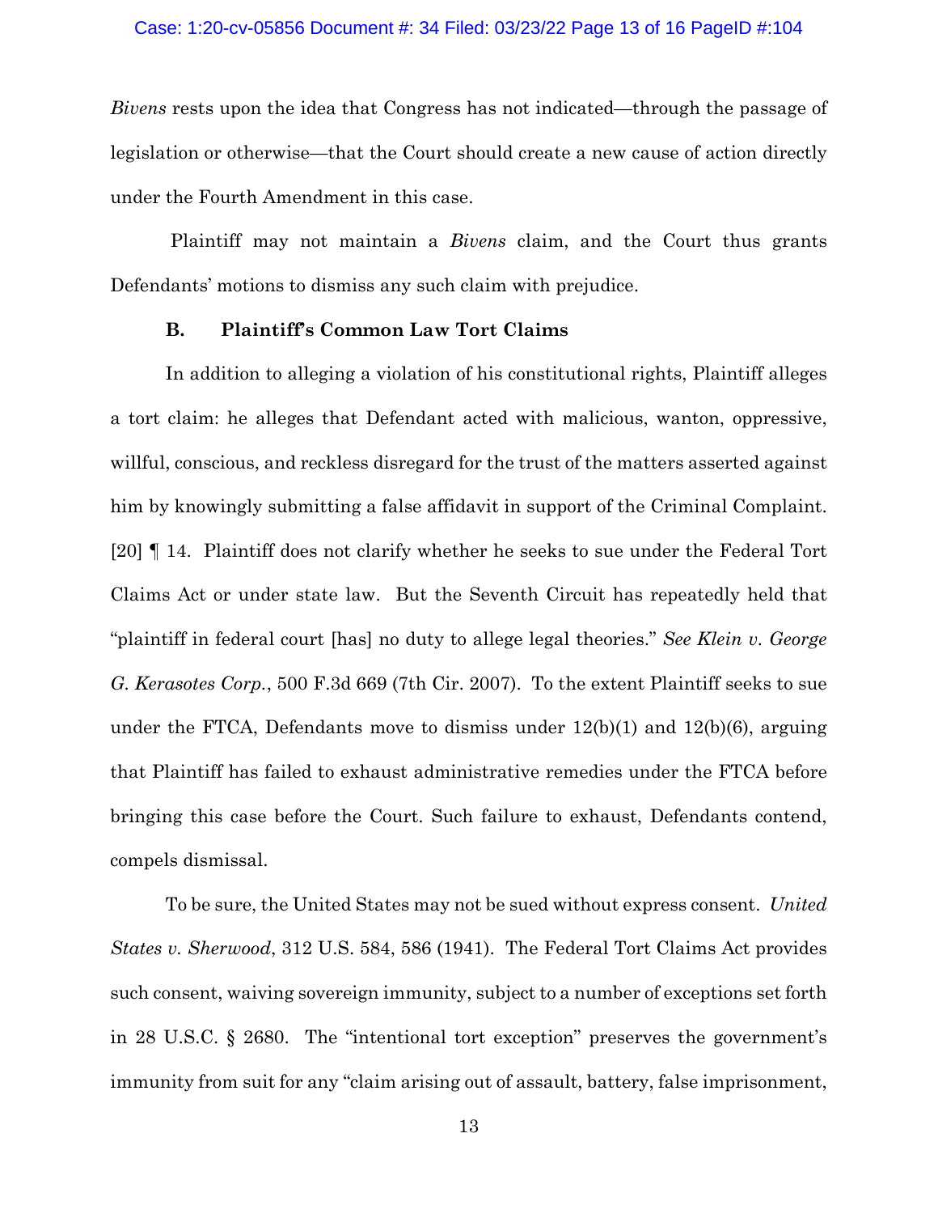*Bivens* rests upon the idea that Congress has not indicated—through the passage of legislation or otherwise—that the Court should create a new cause of action directly under the Fourth Amendment in this case.

Plaintiff may not maintain a *Bivens* claim, and the Court thus grants Defendants' motions to dismiss any such claim with prejudice.

### B. Plaintiff's Common Law Tort Claims

In addition to alleging a violation of his constitutional rights, Plaintiff alleges a tort claim: he alleges that Defendant acted with malicious, wanton, oppressive, willful, conscious, and reckless disregard for the trust of the matters asserted against him by knowingly submitting a false affidavit in support of the Criminal Complaint. [20] ¶ 14. Plaintiff does not clarify whether he seeks to sue under the Federal Tort Claims Act or under state law. But the Seventh Circuit has repeatedly held that "plaintiff in federal court [has] no duty to allege legal theories." *See Klein v. George G. Kerasotes Corp.*, 500 F.3d 669 (7th Cir. 2007). To the extent Plaintiff seeks to sue under the FTCA, Defendants move to dismiss under 12(b)(1) and 12(b)(6), arguing that Plaintiff has failed to exhaust administrative remedies under the FTCA before bringing this case before the Court. Such failure to exhaust, Defendants contend, compels dismissal.

To be sure, the United States may not be sued without express consent. *United States v. Sherwood*, 312 U.S. 584, 586 (1941). The Federal Tort Claims Act provides such consent, waiving sovereign immunity, subject to a number of exceptions set forth in 28 U.S.C. § 2680. The "intentional tort exception" preserves the government's immunity from suit for any "claim arising out of assault, battery, false imprisonment,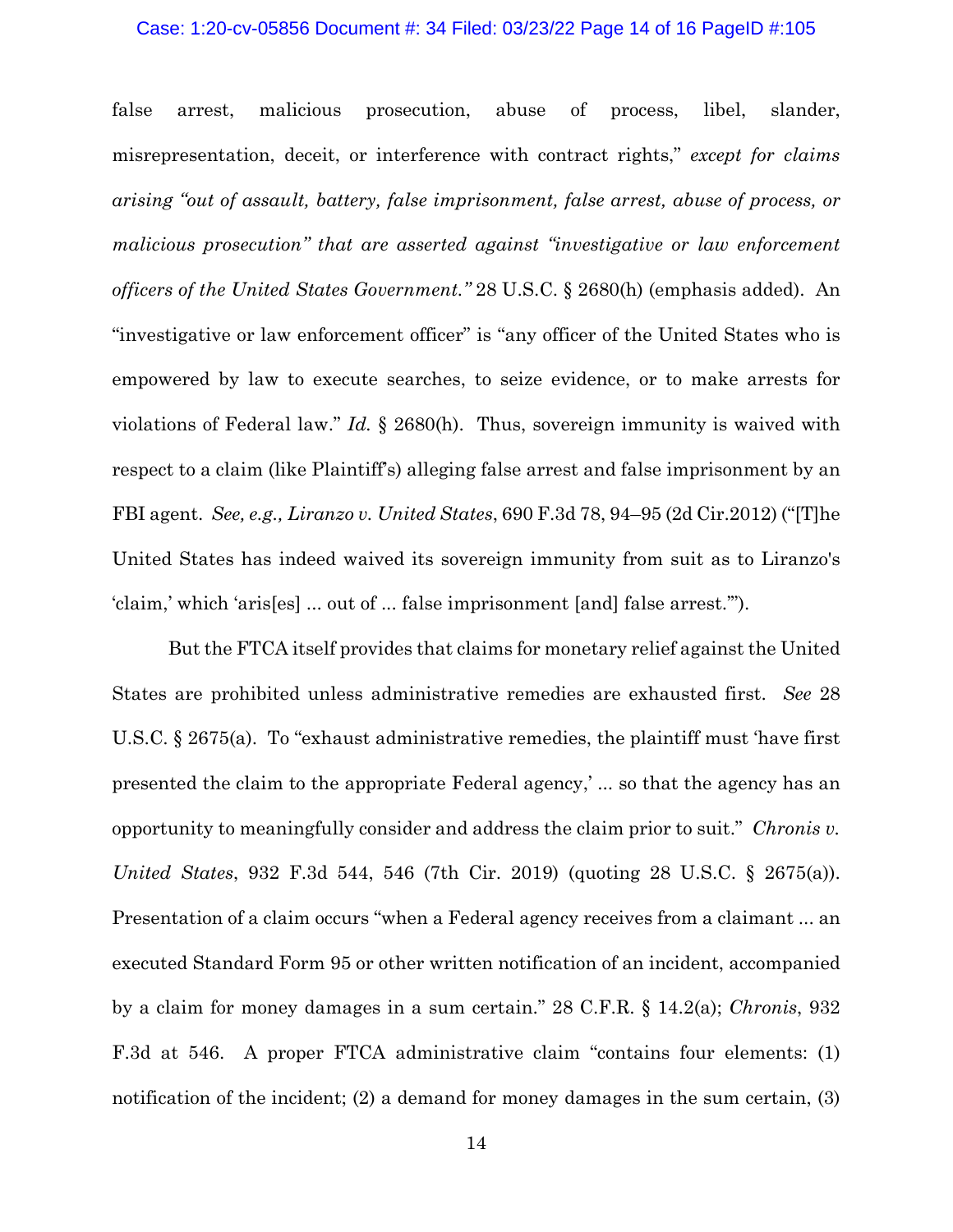false arrest, malicious prosecution, abuse of process, libel, slander, misrepresentation, deceit, or interference with contract rights," *except for claims arising "out of assault, battery, false imprisonment, false arrest, abuse of process, or malicious prosecution" that are asserted against "investigative or law enforcement officers of the United States Government."* 28 U.S.C. § 2680(h) (emphasis added). An "investigative or law enforcement officer" is "any officer of the United States who is empowered by law to execute searches, to seize evidence, or to make arrests for violations of Federal law." *Id.* § 2680(h). Thus, sovereign immunity is waived with respect to a claim (like Plaintiff's) alleging false arrest and false imprisonment by an FBI agent. *See, e.g., Liranzo v. United States*, 690 F.3d 78, 94–95 (2d Cir.2012) ("[T]he United States has indeed waived its sovereign immunity from suit as to Liranzo's 'claim,' which 'aris[es] ... out of ... false imprisonment [and] false arrest.'").

But the FTCA itself provides that claims for monetary relief against the United States are prohibited unless administrative remedies are exhausted first. *See* 28 U.S.C. § 2675(a). To "exhaust administrative remedies, the plaintiff must 'have first presented the claim to the appropriate Federal agency,' ... so that the agency has an opportunity to meaningfully consider and address the claim prior to suit." *Chronis v. United States*, 932 F.3d 544, 546 (7th Cir. 2019) (quoting 28 U.S.C. § 2675(a)). Presentation of a claim occurs "when a Federal agency receives from a claimant ... an executed Standard Form 95 or other written notification of an incident, accompanied by a claim for money damages in a sum certain." 28 C.F.R. § 14.2(a); *Chronis*, 932 F.3d at 546. A proper FTCA administrative claim "contains four elements: (1) notification of the incident; (2) a demand for money damages in the sum certain, (3)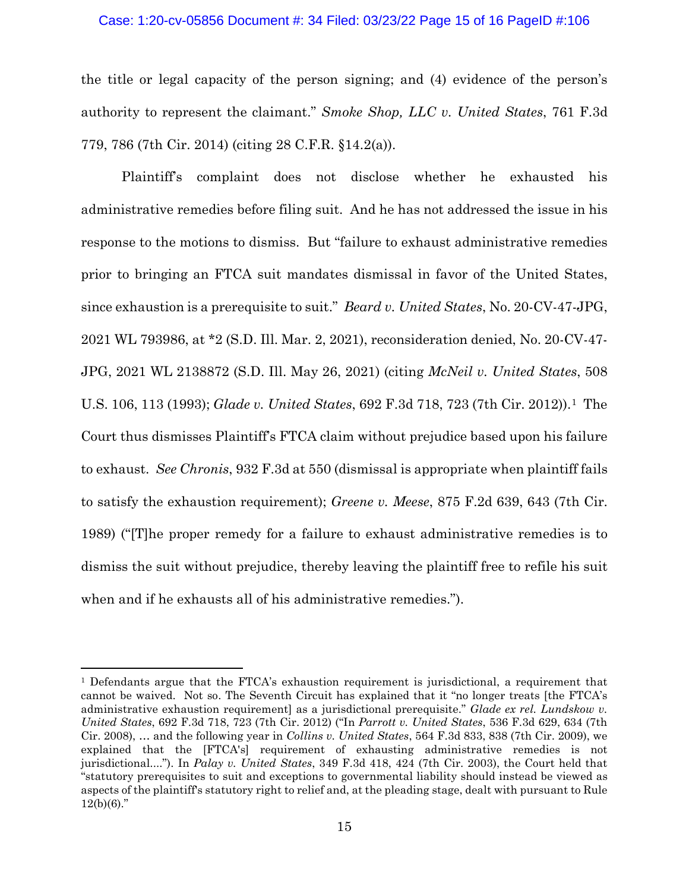the title or legal capacity of the person signing; and (4) evidence of the person's authority to represent the claimant." *Smoke Shop, LLC v. United States*, 761 F.3d 779, 786 (7th Cir. 2014) (citing 28 C.F.R. §14.2(a)).

Plaintiff's complaint does not disclose whether he exhausted his administrative remedies before filing suit. And he has not addressed the issue in his response to the motions to dismiss. But "failure to exhaust administrative remedies prior to bringing an FTCA suit mandates dismissal in favor of the United States, since exhaustion is a prerequisite to suit." *Beard v. United States*, No. 20-CV-47-JPG, 2021 WL 793986, at *2 (S.D. Ill. Mar. 2, 2021), reconsideration denied, No. 20-CV-47-JPG, 2021 WL 2138872 (S.D. Ill. May 26, 2021) (citing *McNeil v. United States*, 508 U.S. 106, 113 (1993); *Glade v. United States*, 692 F.3d 718, 723 (7th Cir. 2012)).[1] The Court thus dismisses Plaintiff's FTCA claim without prejudice based upon his failure to exhaust. *See Chronis*, 932 F.3d at 550 (dismissal is appropriate when plaintiff fails to satisfy the exhaustion requirement); *Greene v. Meese*, 875 F.2d 639, 643 (7th Cir. 1989) ("[T]he proper remedy for a failure to exhaust administrative remedies is to dismiss the suit without prejudice, thereby leaving the plaintiff free to refile his suit when and if he exhausts all of his administrative remedies.").

---

[1] Defendants argue that the FTCA's exhaustion requirement is jurisdictional, a requirement that cannot be waived. Not so. The Seventh Circuit has explained that it "no longer treats [the FTCA's administrative exhaustion requirement] as a jurisdictional prerequisite." *Glade ex rel. Lundskow v. United States*, 692 F.3d 718, 723 (7th Cir. 2012) ("In *Parrott v. United States*, 536 F.3d 629, 634 (7th Cir. 2008), … and the following year in *Collins v. United States*, 564 F.3d 833, 838 (7th Cir. 2009), we explained that the [FTCA's] requirement of exhausting administrative remedies is not jurisdictional...."). In *Palay v. United States*, 349 F.3d 418, 424 (7th Cir. 2003), the Court held that "statutory prerequisites to suit and exceptions to governmental liability should instead be viewed as aspects of the plaintiff's statutory right to relief and, at the pleading stage, dealt with pursuant to Rule 12(b)(6)."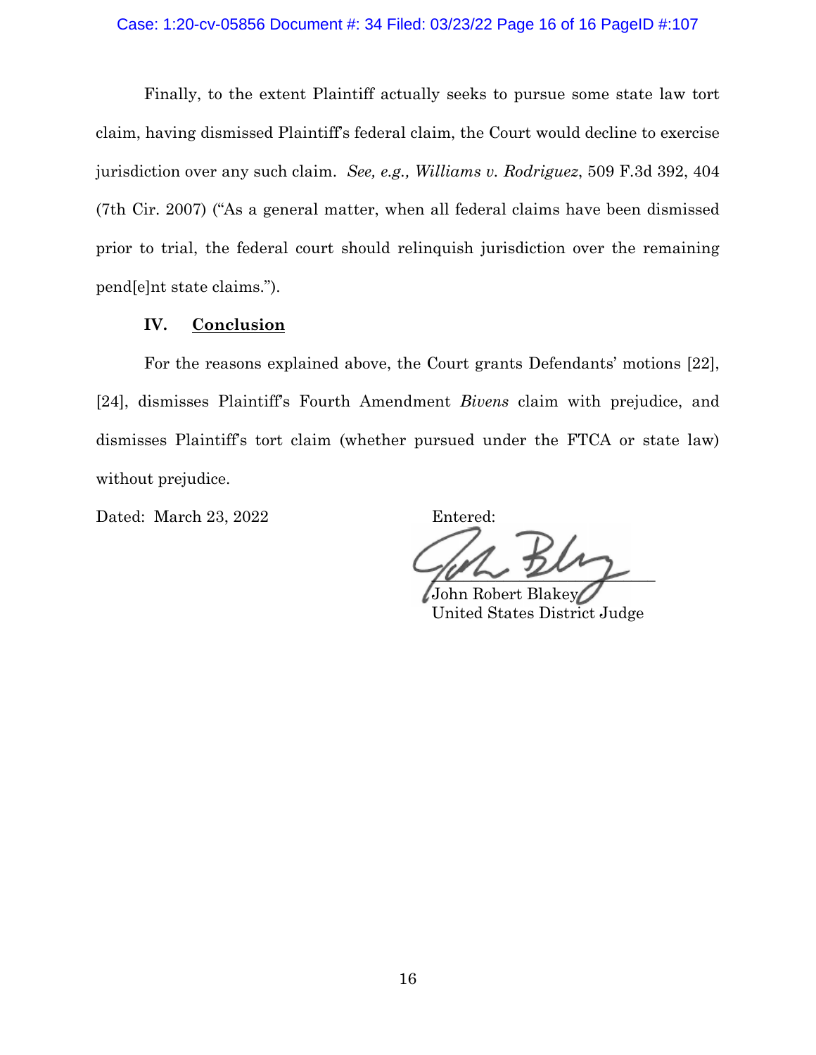Finally, to the extent Plaintiff actually seeks to pursue some state law tort claim, having dismissed Plaintiff's federal claim, the Court would decline to exercise jurisdiction over any such claim. *See, e.g., Williams v. Rodriguez*, 509 F.3d 392, 404 (7th Cir. 2007) ("As a general matter, when all federal claims have been dismissed prior to trial, the federal court should relinquish jurisdiction over the remaining pend[e]nt state claims.").

## IV. Conclusion

For the reasons explained above, the Court grants Defendants' motions [22], [24], dismisses Plaintiff's Fourth Amendment *Bivens* claim with prejudice, and dismisses Plaintiff's tort claim (whether pursued under the FTCA or state law) without prejudice.

Dated: March 23, 2022

Entered:

John Robert Blakey
United States District Judge